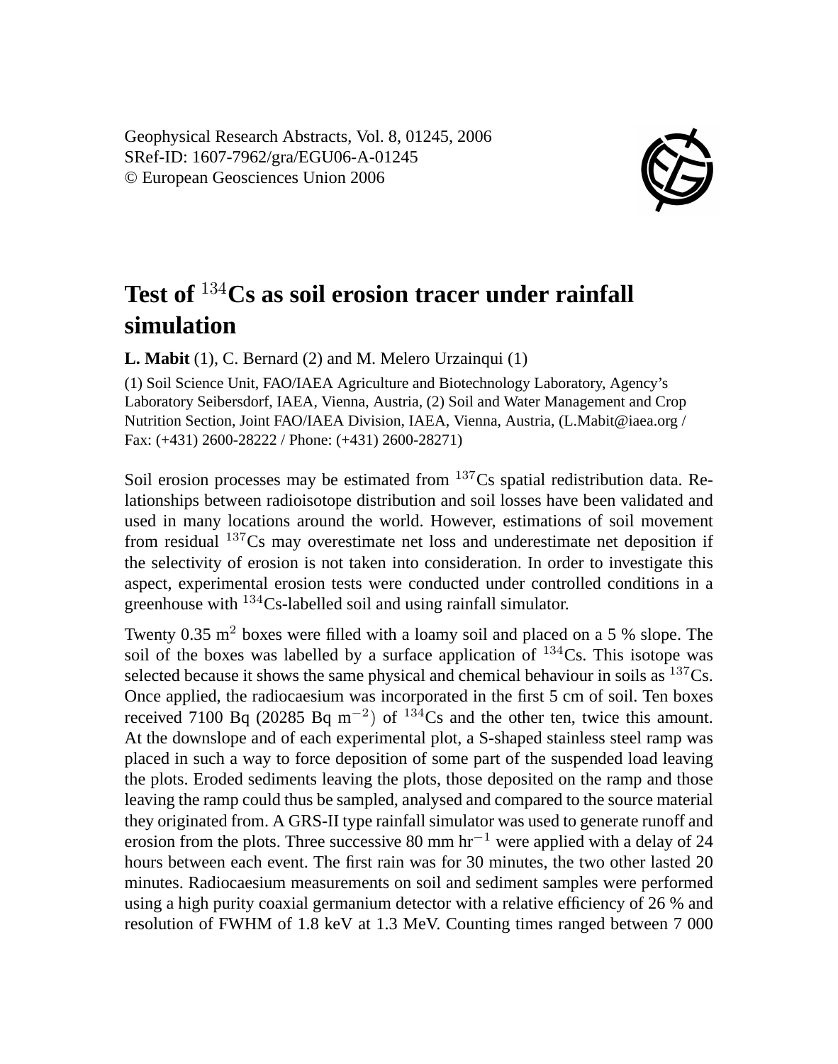# Test of $^{134}$Cs as soil erosion tracer under rainfall simulation

**L. Mabit** (1), C. Bernard (2) and M. Melero Urzainqui (1)

(1) Soil Science Unit, FAO/IAEA Agriculture and Biotechnology Laboratory, Agency's Laboratory Seibersdorf, IAEA, Vienna, Austria, (2) Soil and Water Management and Crop Nutrition Section, Joint FAO/IAEA Division, IAEA, Vienna, Austria, (L.Mabit@iaea.org / Fax: (+431) 2600-28222 / Phone: (+431) 2600-28271)

Soil erosion processes may be estimated from $^{137}$Cs spatial redistribution data. Relationships between radioisotope distribution and soil losses have been validated and used in many locations around the world. However, estimations of soil movement from residual $^{137}$Cs may overestimate net loss and underestimate net deposition if the selectivity of erosion is not taken into consideration. In order to investigate this aspect, experimental erosion tests were conducted under controlled conditions in a greenhouse with $^{134}$Cs-labelled soil and using rainfall simulator.

Twenty 0.35 m$^2$ boxes were filled with a loamy soil and placed on a 5 % slope. The soil of the boxes was labelled by a surface application of $^{134}$Cs. This isotope was selected because it shows the same physical and chemical behaviour in soils as $^{137}$Cs. Once applied, the radiocaesium was incorporated in the first 5 cm of soil. Ten boxes received 7100 Bq (20285 Bq m$^{-2}$) of $^{134}$Cs and the other ten, twice this amount. At the downslope and of each experimental plot, a S-shaped stainless steel ramp was placed in such a way to force deposition of some part of the suspended load leaving the plots. Eroded sediments leaving the plots, those deposited on the ramp and those leaving the ramp could thus be sampled, analysed and compared to the source material they originated from. A GRS-II type rainfall simulator was used to generate runoff and erosion from the plots. Three successive 80 mm hr$^{-1}$ were applied with a delay of 24 hours between each event. The first rain was for 30 minutes, the two other lasted 20 minutes. Radiocaesium measurements on soil and sediment samples were performed using a high purity coaxial germanium detector with a relative efficiency of 26 % and resolution of FWHM of 1.8 keV at 1.3 MeV. Counting times ranged between 7 000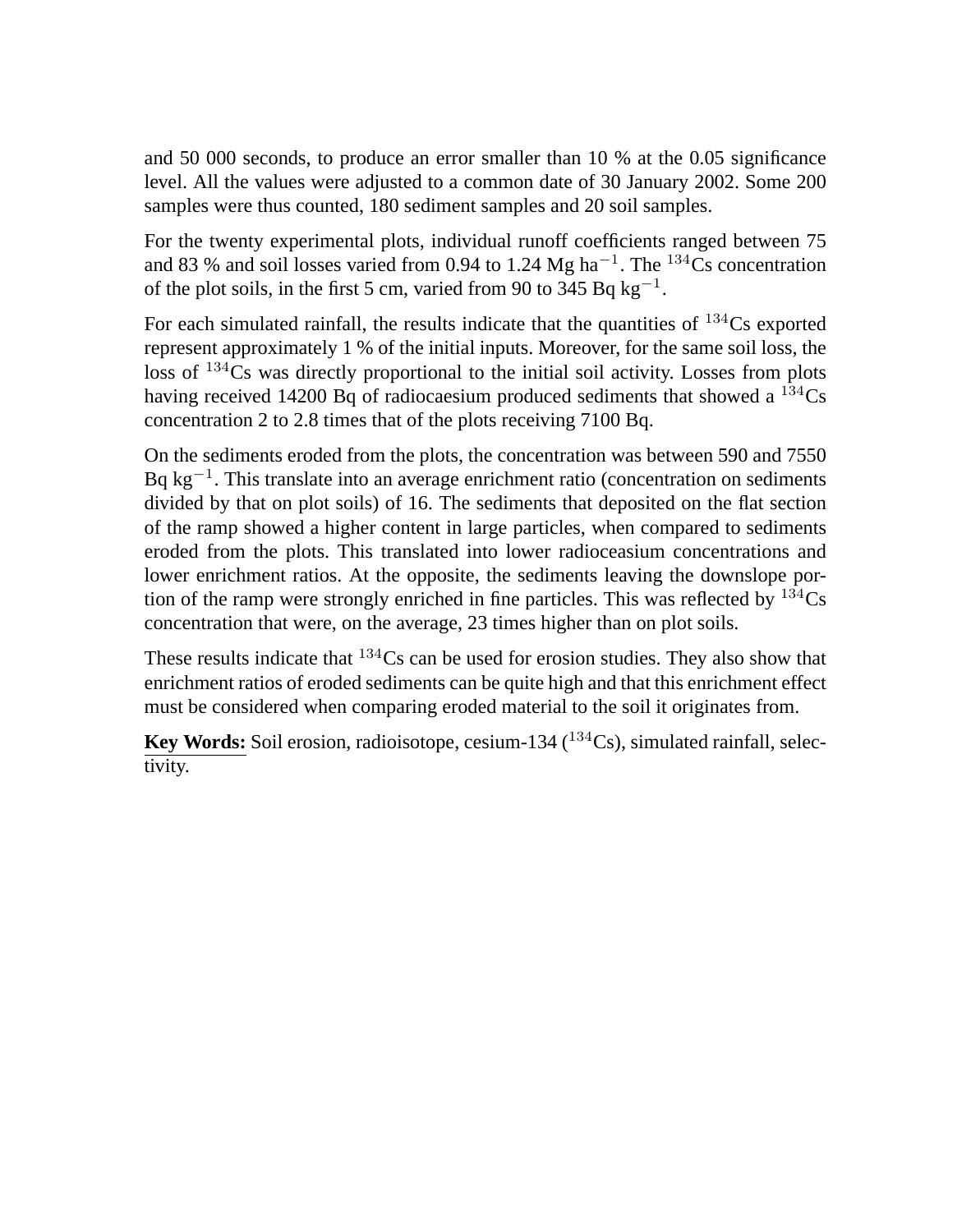and 50 000 seconds, to produce an error smaller than 10 % at the 0.05 significance level. All the values were adjusted to a common date of 30 January 2002. Some 200 samples were thus counted, 180 sediment samples and 20 soil samples.

For the twenty experimental plots, individual runoff coefficients ranged between 75 and 83 % and soil losses varied from 0.94 to 1.24 Mg ha$^{-1}$. The $^{134}$Cs concentration of the plot soils, in the first 5 cm, varied from 90 to 345 Bq kg$^{-1}$.

For each simulated rainfall, the results indicate that the quantities of $^{134}$Cs exported represent approximately 1 % of the initial inputs. Moreover, for the same soil loss, the loss of $^{134}$Cs was directly proportional to the initial soil activity. Losses from plots having received 14200 Bq of radiocaesium produced sediments that showed a $^{134}$Cs concentration 2 to 2.8 times that of the plots receiving 7100 Bq.

On the sediments eroded from the plots, the concentration was between 590 and 7550 Bq kg$^{-1}$. This translate into an average enrichment ratio (concentration on sediments divided by that on plot soils) of 16. The sediments that deposited on the flat section of the ramp showed a higher content in large particles, when compared to sediments eroded from the plots. This translated into lower radioceasium concentrations and lower enrichment ratios. At the opposite, the sediments leaving the downslope portion of the ramp were strongly enriched in fine particles. This was reflected by $^{134}$Cs concentration that were, on the average, 23 times higher than on plot soils.

These results indicate that $^{134}$Cs can be used for erosion studies. They also show that enrichment ratios of eroded sediments can be quite high and that this enrichment effect must be considered when comparing eroded material to the soil it originates from.

**Key Words:** Soil erosion, radioisotope, cesium-134 ($^{134}$Cs), simulated rainfall, selectivity.